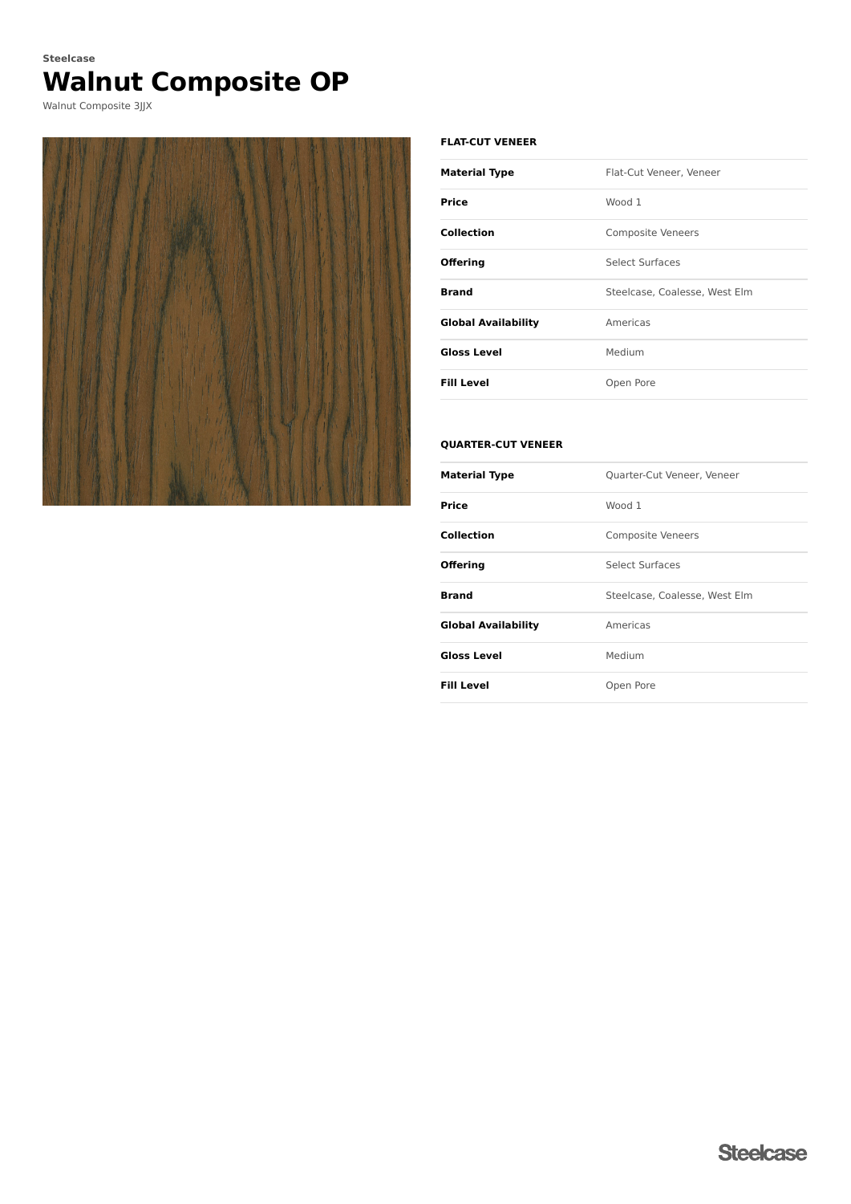Steelcase

# Walnut Composite OP

Walnut Composite 3JJX

### FLAT-CUT VENEER

| | |
|---|---|
| **Material Type** | Flat-Cut Veneer, Veneer |
| **Price** | Wood 1 |
| **Collection** | Composite Veneers |
| **Offering** | Select Surfaces |
| **Brand** | Steelcase, Coalesse, West Elm |
| **Global Availability** | Americas |
| **Gloss Level** | Medium |
| **Fill Level** | Open Pore |

### QUARTER-CUT VENEER

| | |
|---|---|
| **Material Type** | Quarter-Cut Veneer, Veneer |
| **Price** | Wood 1 |
| **Collection** | Composite Veneers |
| **Offering** | Select Surfaces |
| **Brand** | Steelcase, Coalesse, West Elm |
| **Global Availability** | Americas |
| **Gloss Level** | Medium |
| **Fill Level** | Open Pore |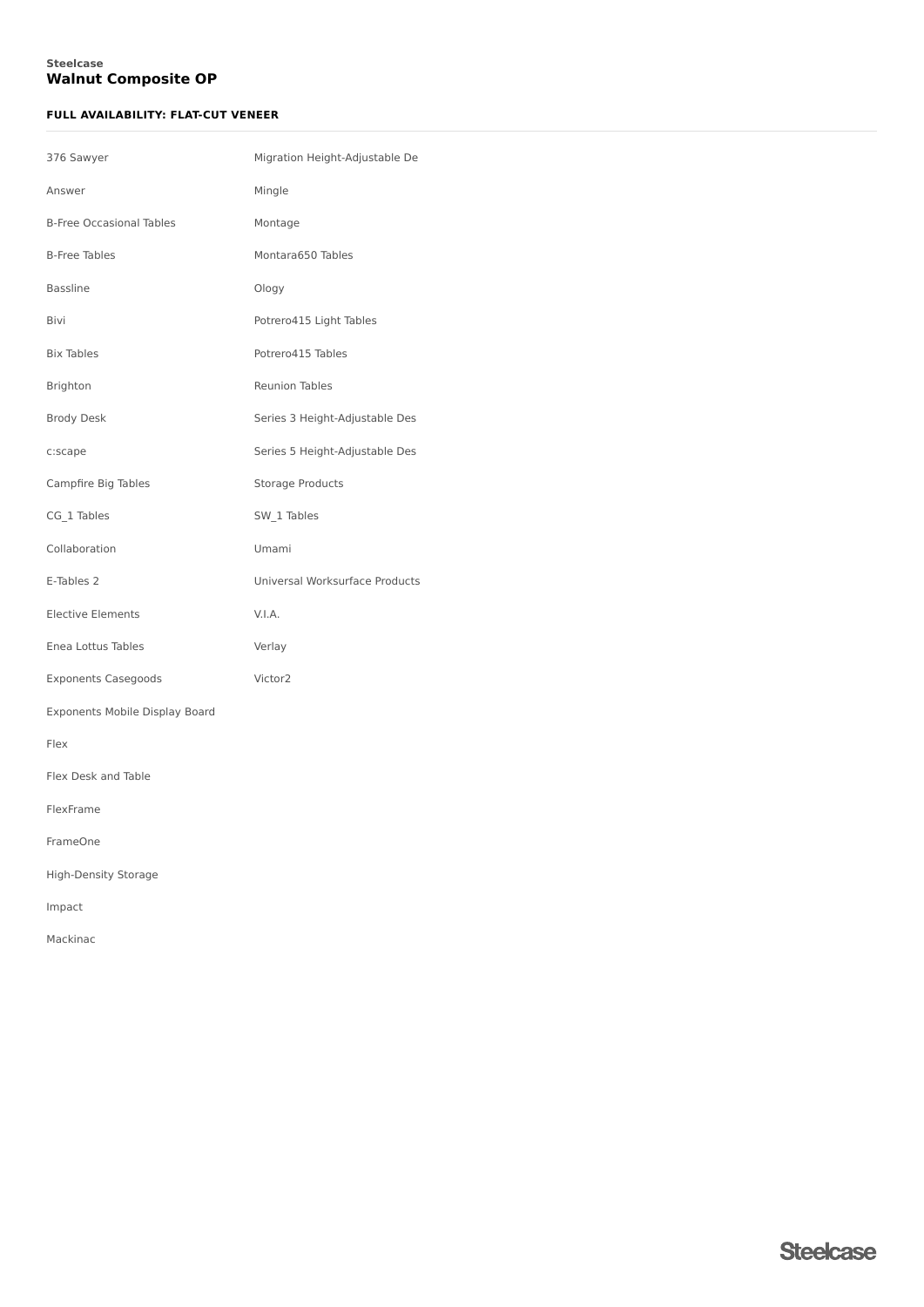Steelcase

# Walnut Composite OP

**FULL AVAILABILITY: FLAT-CUT VENEER**

- 376 Sawyer
- Answer
- B-Free Occasional Tables
- B-Free Tables
- Bassline
- Bivi
- Bix Tables
- Brighton
- Brody Desk
- c:scape
- Campfire Big Tables
- CG_1 Tables
- Collaboration
- E-Tables 2
- Elective Elements
- Enea Lottus Tables
- Exponents Casegoods
- Exponents Mobile Display Board
- Flex
- Flex Desk and Table
- FlexFrame
- FrameOne
- High-Density Storage
- Impact
- Mackinac
- Migration Height-Adjustable De
- Mingle
- Montage
- Montara650 Tables
- Ology
- Potrero415 Light Tables
- Potrero415 Tables
- Reunion Tables
- Series 3 Height-Adjustable Des
- Series 5 Height-Adjustable Des
- Storage Products
- SW_1 Tables
- Umami
- Universal Worksurface Products
- V.I.A.
- Verlay
- Victor2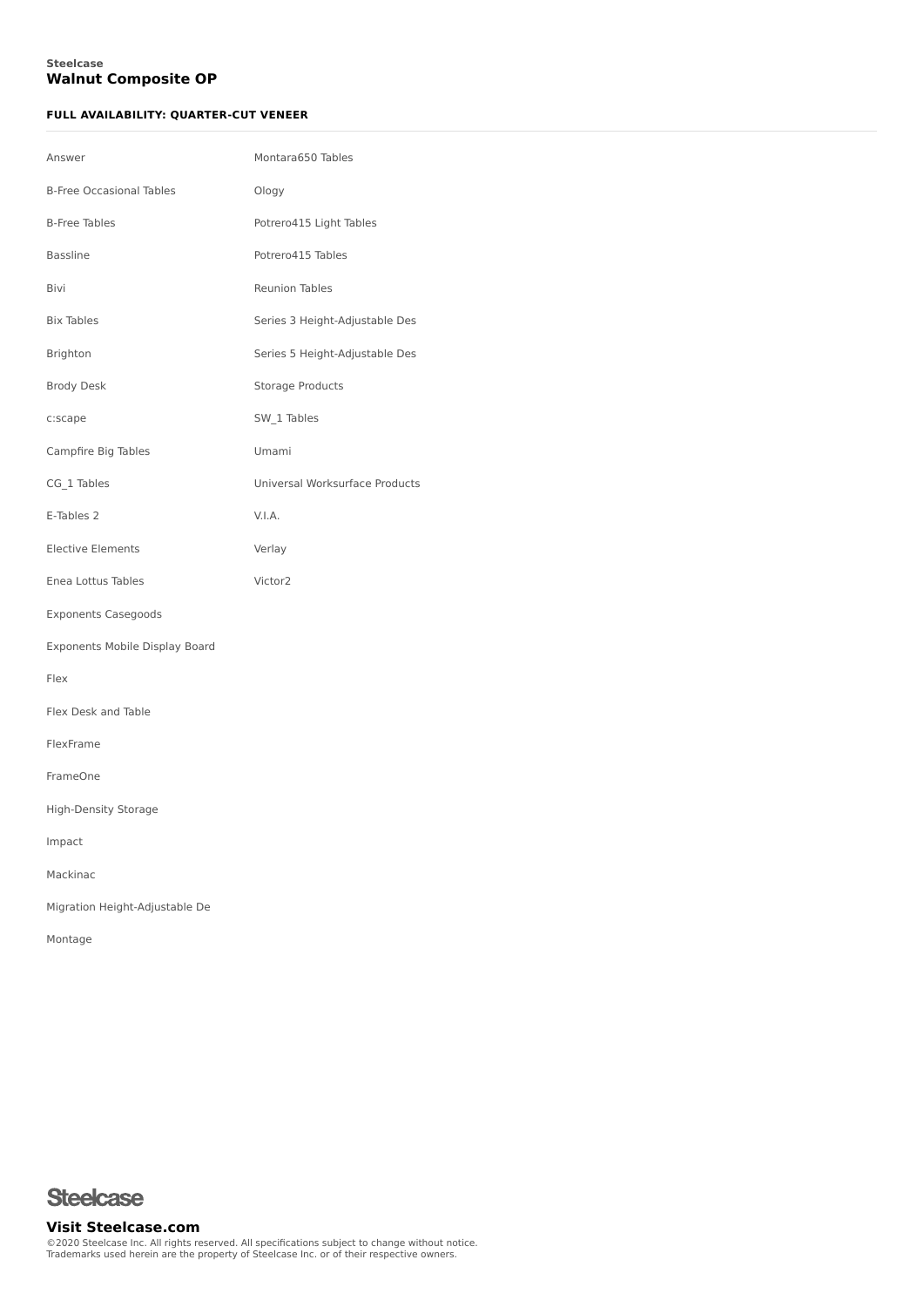Steelcase

# Walnut Composite OP

**FULL AVAILABILITY: QUARTER-CUT VENEER**

- Answer
- B-Free Occasional Tables
- B-Free Tables
- Bassline
- Bivi
- Bix Tables
- Brighton
- Brody Desk
- c:scape
- Campfire Big Tables
- CG_1 Tables
- E-Tables 2
- Elective Elements
- Enea Lottus Tables
- Exponents Casegoods
- Exponents Mobile Display Board
- Flex
- Flex Desk and Table
- FlexFrame
- FrameOne
- High-Density Storage
- Impact
- Mackinac
- Migration Height-Adjustable De
- Montage
- Montara650 Tables
- Ology
- Potrero415 Light Tables
- Potrero415 Tables
- Reunion Tables
- Series 3 Height-Adjustable Des
- Series 5 Height-Adjustable Des
- Storage Products
- SW_1 Tables
- Umami
- Universal Worksurface Products
- V.I.A.
- Verlay
- Victor2

Steelcase

**Visit Steelcase.com**

©2020 Steelcase Inc. All rights reserved. All specifications subject to change without notice.
Trademarks used herein are the property of Steelcase Inc. or of their respective owners.